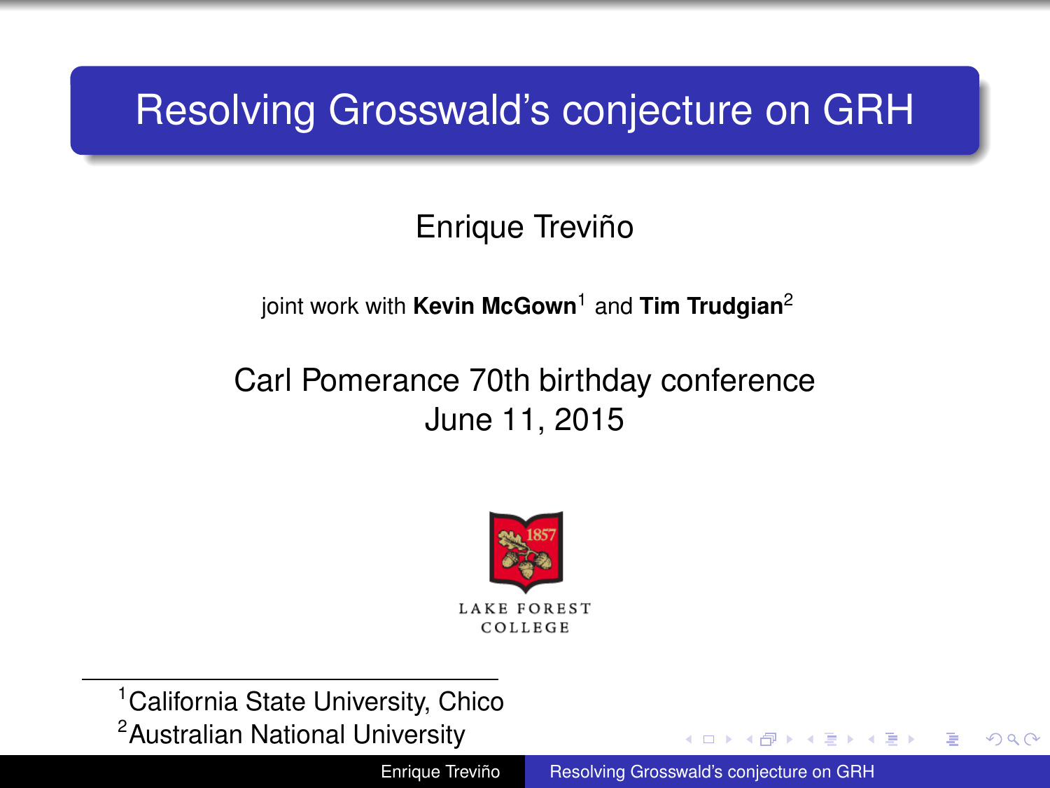# Resolving Grosswald's conjecture on GRH

Enrique Treviño

joint work with **Kevin McGown**[1] and **Tim Trudgian**[2]

Carl Pomerance 70th birthday conference
June 11, 2015

LAKE FOREST COLLEGE

[1] California State University, Chico
[2] Australian National University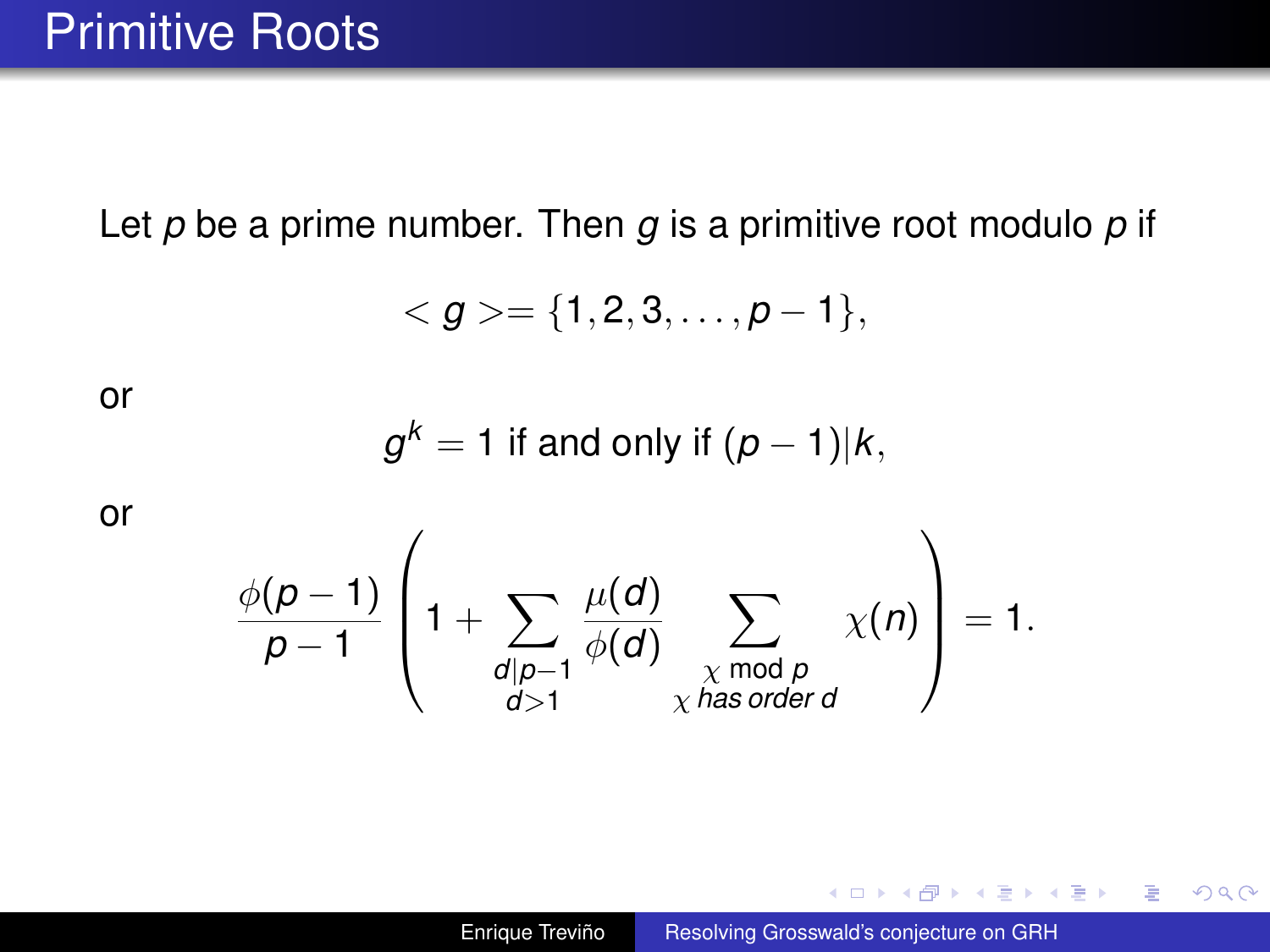# Primitive Roots

Let $p$ be a prime number. Then $g$ is a primitive root modulo $p$ if

$$< g >= \{1, 2, 3, \ldots, p-1\},$$

or

$$g^k = 1 \text{ if and only if } (p-1)|k,$$

or

$$\frac{\phi(p-1)}{p-1}\left(1 + \sum_{\substack{d|p-1 \\ d>1}} \frac{\mu(d)}{\phi(d)} \sum_{\substack{\chi \bmod p \\ \chi \text{ has order } d}} \chi(n)\right) = 1.$$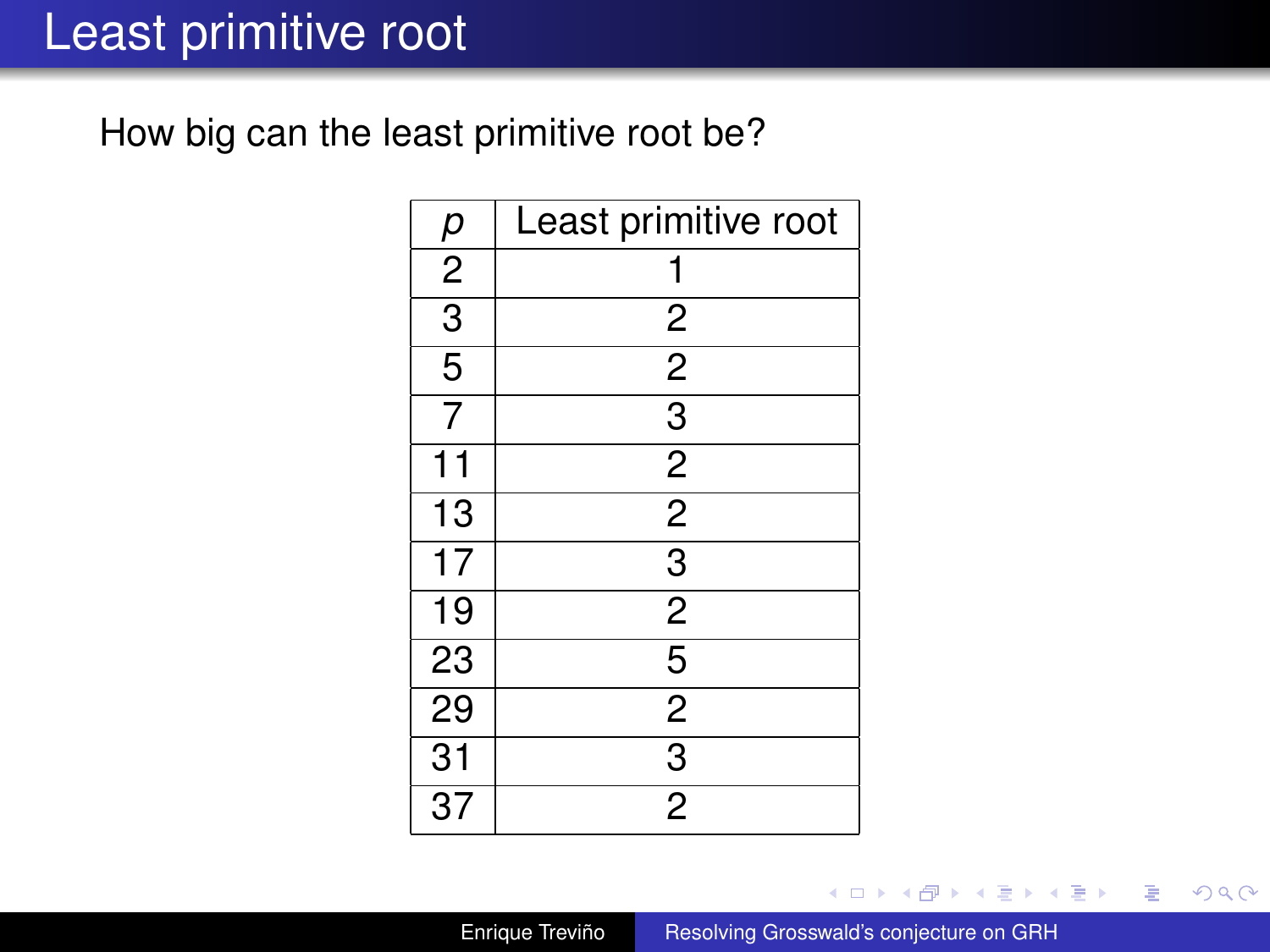# Least primitive root

How big can the least primitive root be?

| $p$ | Least primitive root |
|---|---|
| 2 | 1 |
| 3 | 2 |
| 5 | 2 |
| 7 | 3 |
| 11 | 2 |
| 13 | 2 |
| 17 | 3 |
| 19 | 2 |
| 23 | 5 |
| 29 | 2 |
| 31 | 3 |
| 37 | 2 |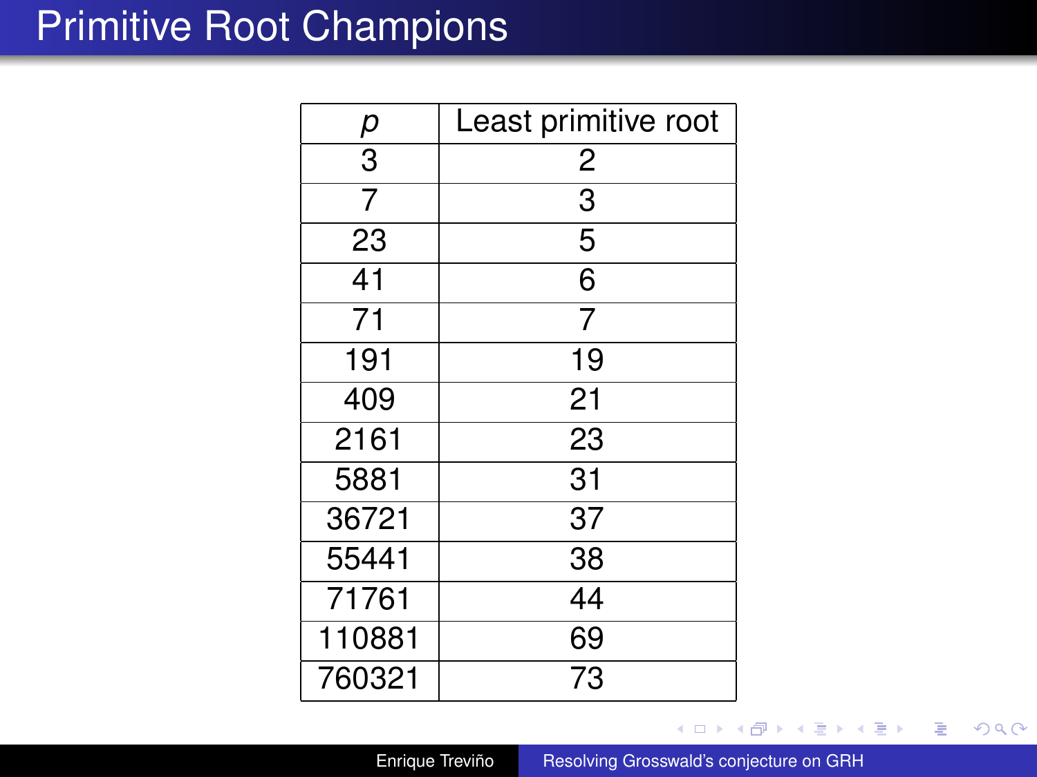# Primitive Root Champions

| $p$ | Least primitive root |
|---|---|
| 3 | 2 |
| 7 | 3 |
| 23 | 5 |
| 41 | 6 |
| 71 | 7 |
| 191 | 19 |
| 409 | 21 |
| 2161 | 23 |
| 5881 | 31 |
| 36721 | 37 |
| 55441 | 38 |
| 71761 | 44 |
| 110881 | 69 |
| 760321 | 73 |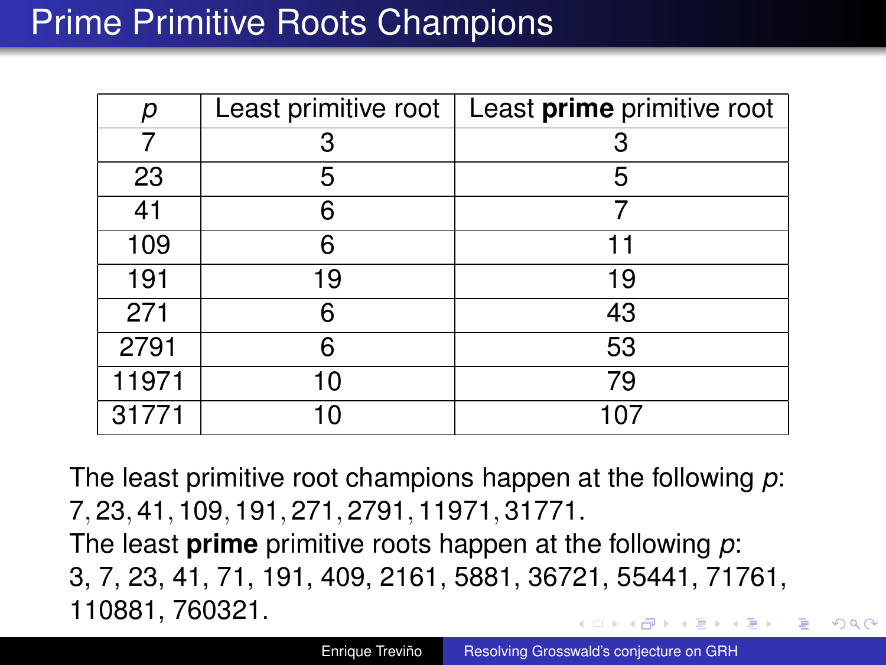# Prime Primitive Roots Champions

| $p$ | Least primitive root | Least **prime** primitive root |
|---|---|---|
| 7 | 3 | 3 |
| 23 | 5 | 5 |
| 41 | 6 | 7 |
| 109 | 6 | 11 |
| 191 | 19 | 19 |
| 271 | 6 | 43 |
| 2791 | 6 | 53 |
| 11971 | 10 | 79 |
| 31771 | 10 | 107 |

The least primitive root champions happen at the following $p$: $7, 23, 41, 109, 191, 271, 2791, 11971, 31771$.

The least **prime** primitive roots happen at the following $p$: 3, 7, 23, 41, 71, 191, 409, 2161, 5881, 36721, 55441, 71761, 110881, 760321.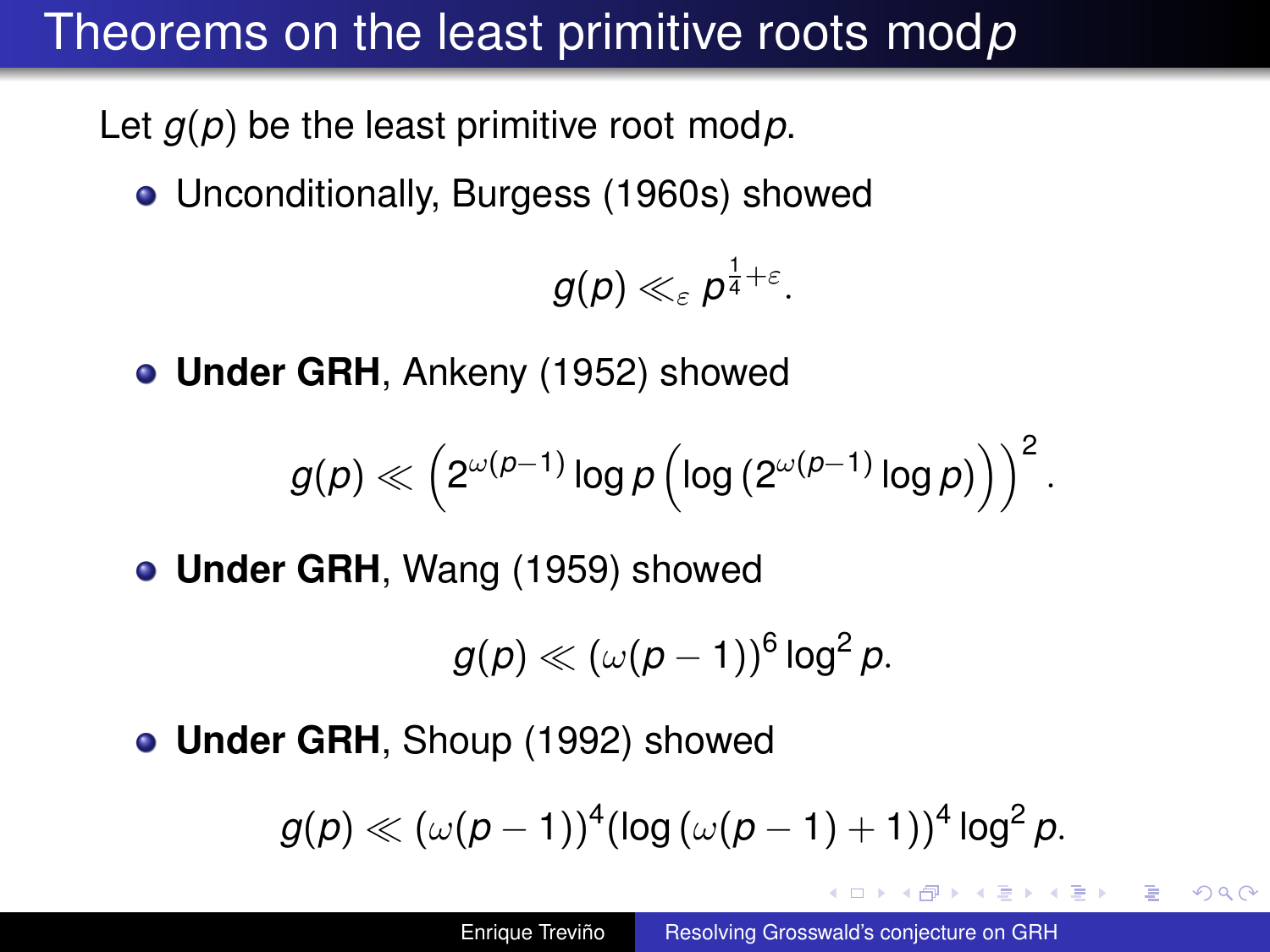# Theorems on the least primitive roots mod $p$

Let $g(p)$ be the least primitive root mod $p$.

- Unconditionally, Burgess (1960s) showed

$$g(p) \ll_{\varepsilon} p^{\frac{1}{4}+\varepsilon}.$$

- **Under GRH**, Ankeny (1952) showed

$$g(p) \ll \left(2^{\omega(p-1)} \log p \left(\log \left(2^{\omega(p-1)} \log p\right)\right)\right)^2.$$

- **Under GRH**, Wang (1959) showed

$$g(p) \ll (\omega(p-1))^6 \log^2 p.$$

- **Under GRH**, Shoup (1992) showed

$$g(p) \ll (\omega(p-1))^4 (\log (\omega(p-1)+1))^4 \log^2 p.$$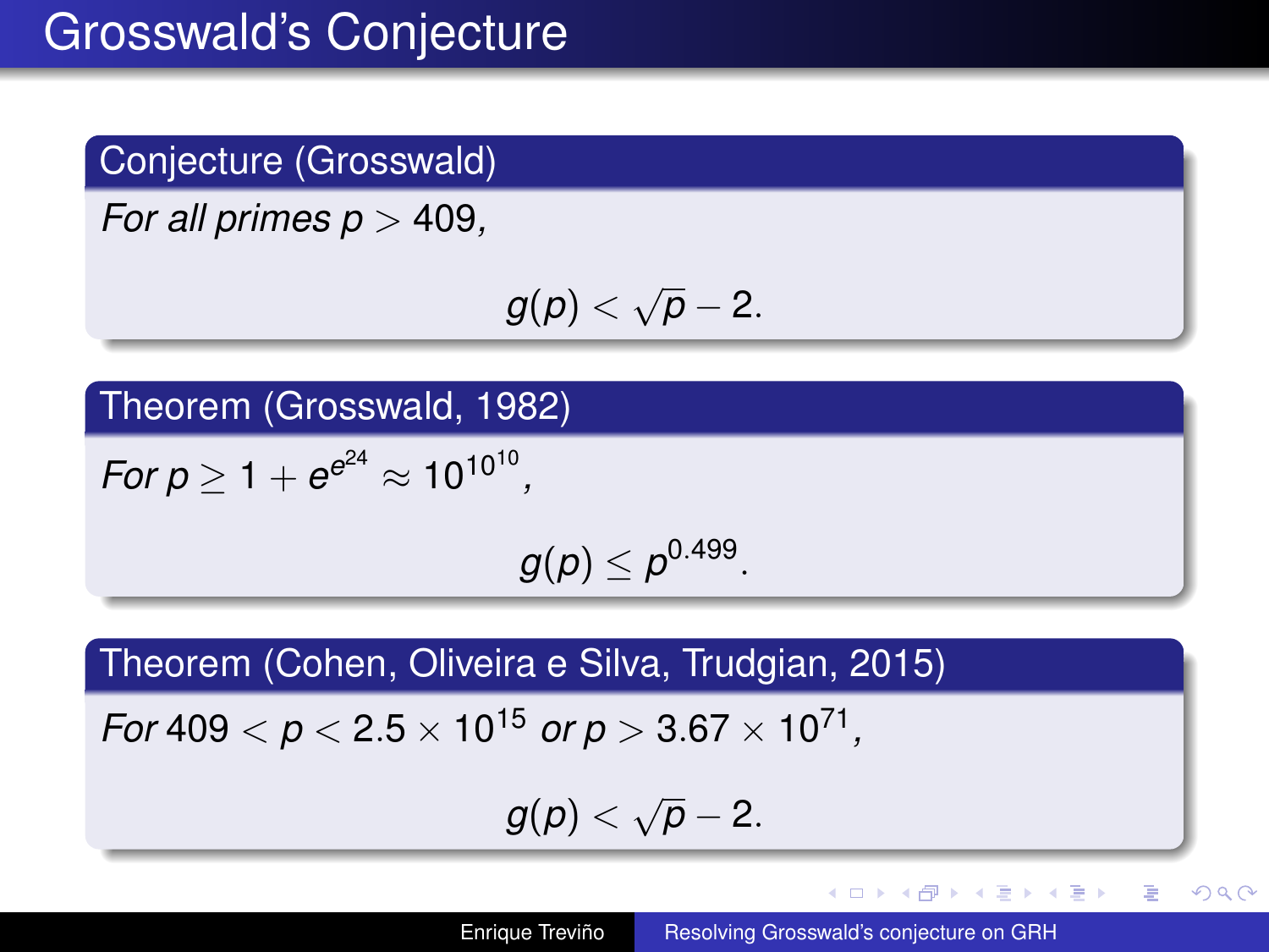# Grosswald's Conjecture

**Conjecture (Grosswald)**

*For all primes* $p > 409$,

$$g(p) < \sqrt{p} - 2.$$

**Theorem (Grosswald, 1982)**

*For* $p \geq 1 + e^{e^{24}} \approx 10^{10^{10}}$,

$$g(p) \leq p^{0.499}.$$

**Theorem (Cohen, Oliveira e Silva, Trudgian, 2015)**

*For* $409 < p < 2.5 \times 10^{15}$ *or* $p > 3.67 \times 10^{71}$,

$$g(p) < \sqrt{p} - 2.$$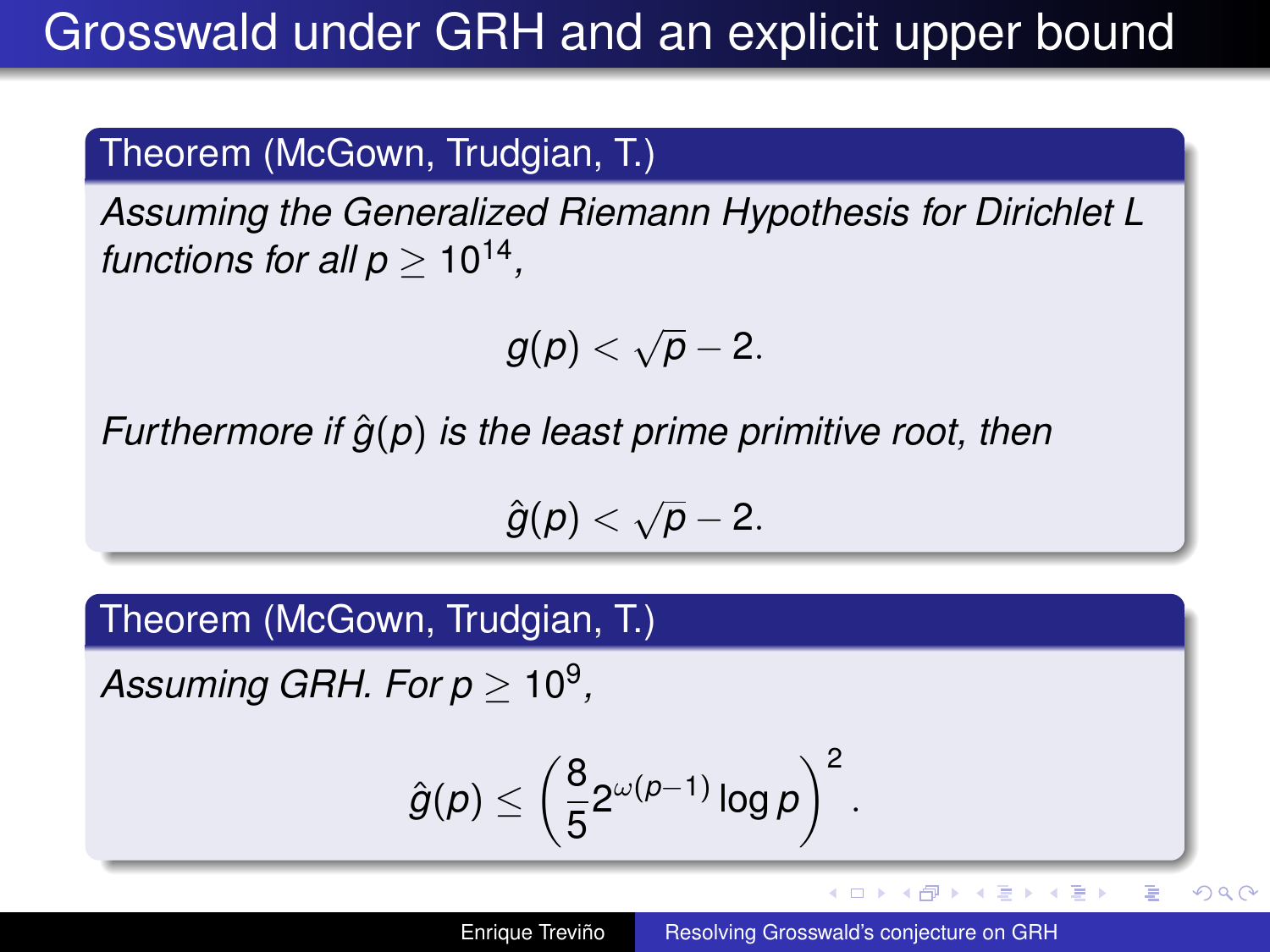# Grosswald under GRH and an explicit upper bound

**Theorem (McGown, Trudgian, T.)**

*Assuming the Generalized Riemann Hypothesis for Dirichlet L functions for all $p \geq 10^{14}$,*

$$g(p) < \sqrt{p} - 2.$$

*Furthermore if $\hat{g}(p)$ is the least prime primitive root, then*

$$\hat{g}(p) < \sqrt{p} - 2.$$

**Theorem (McGown, Trudgian, T.)**

*Assuming GRH. For $p \geq 10^9$,*

$$\hat{g}(p) \leq \left( \frac{8}{5} 2^{\omega(p-1)} \log p \right)^2.$$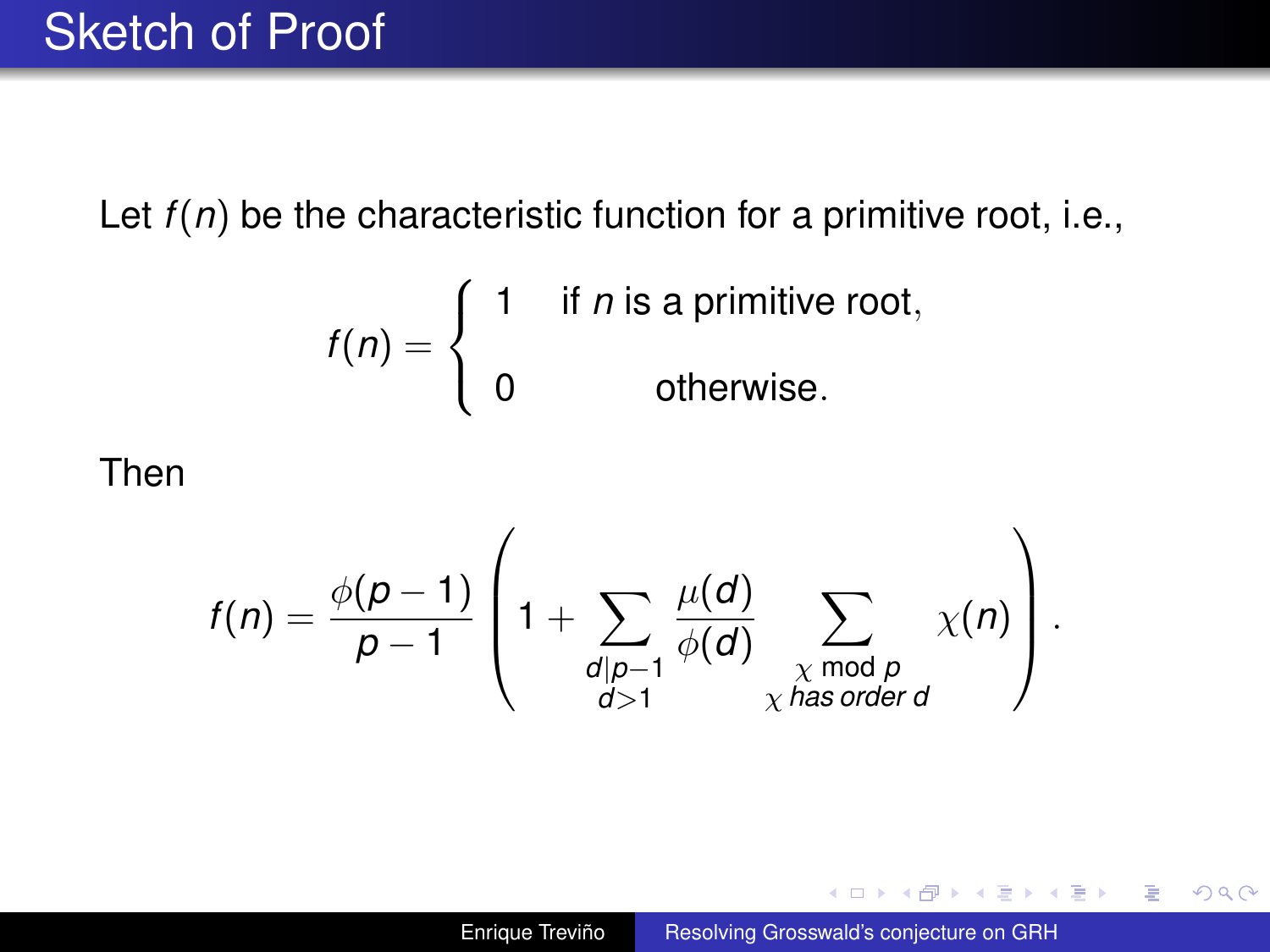# Sketch of Proof

Let $f(n)$ be the characteristic function for a primitive root, i.e.,

$$f(n) = \begin{cases} 1 & \text{if } n \text{ is a primitive root,} \\ 0 & \text{otherwise.} \end{cases}$$

Then

$$f(n) = \frac{\phi(p-1)}{p-1}\left(1 + \sum_{\substack{d \mid p-1 \\ d>1}} \frac{\mu(d)}{\phi(d)} \sum_{\substack{\chi \bmod p \\ \chi \text{ has order } d}} \chi(n)\right).$$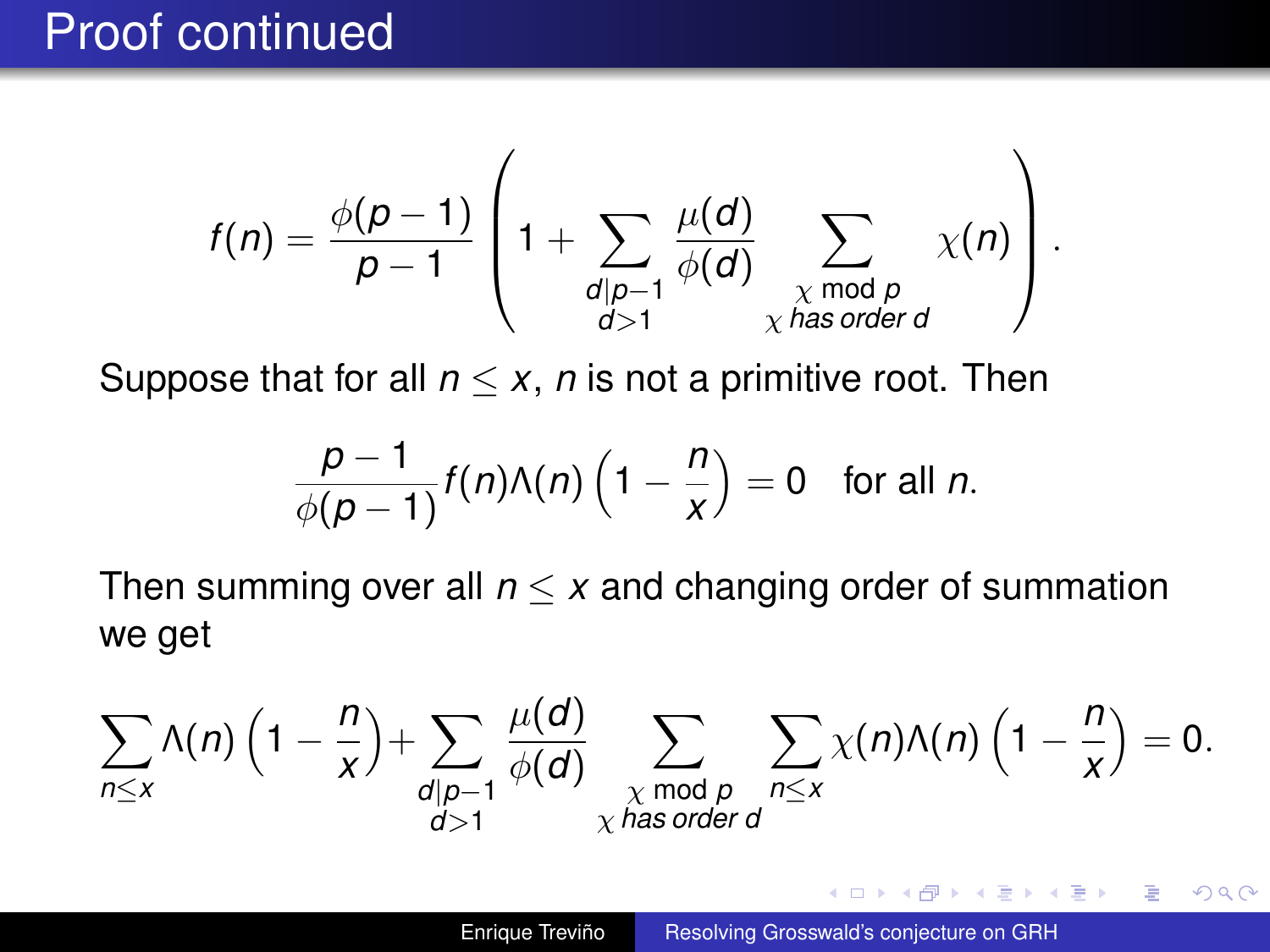# Proof continued

$$f(n) = \frac{\phi(p-1)}{p-1}\left(1 + \sum_{\substack{d|p-1\\ d>1}} \frac{\mu(d)}{\phi(d)} \sum_{\substack{\chi \bmod p \\ \chi \text{ has order } d}} \chi(n)\right).$$

Suppose that for all $n \leq x$, $n$ is not a primitive root. Then

$$\frac{p-1}{\phi(p-1)} f(n)\Lambda(n)\left(1 - \frac{n}{x}\right) = 0 \quad \text{for all } n.$$

Then summing over all $n \leq x$ and changing order of summation we get

$$\sum_{n\leq x} \Lambda(n)\left(1 - \frac{n}{x}\right) + \sum_{\substack{d|p-1\\ d>1}} \frac{\mu(d)}{\phi(d)} \sum_{\substack{\chi \bmod p \\ \chi \text{ has order } d}} \sum_{n \leq x} \chi(n)\Lambda(n)\left(1 - \frac{n}{x}\right) = 0.$$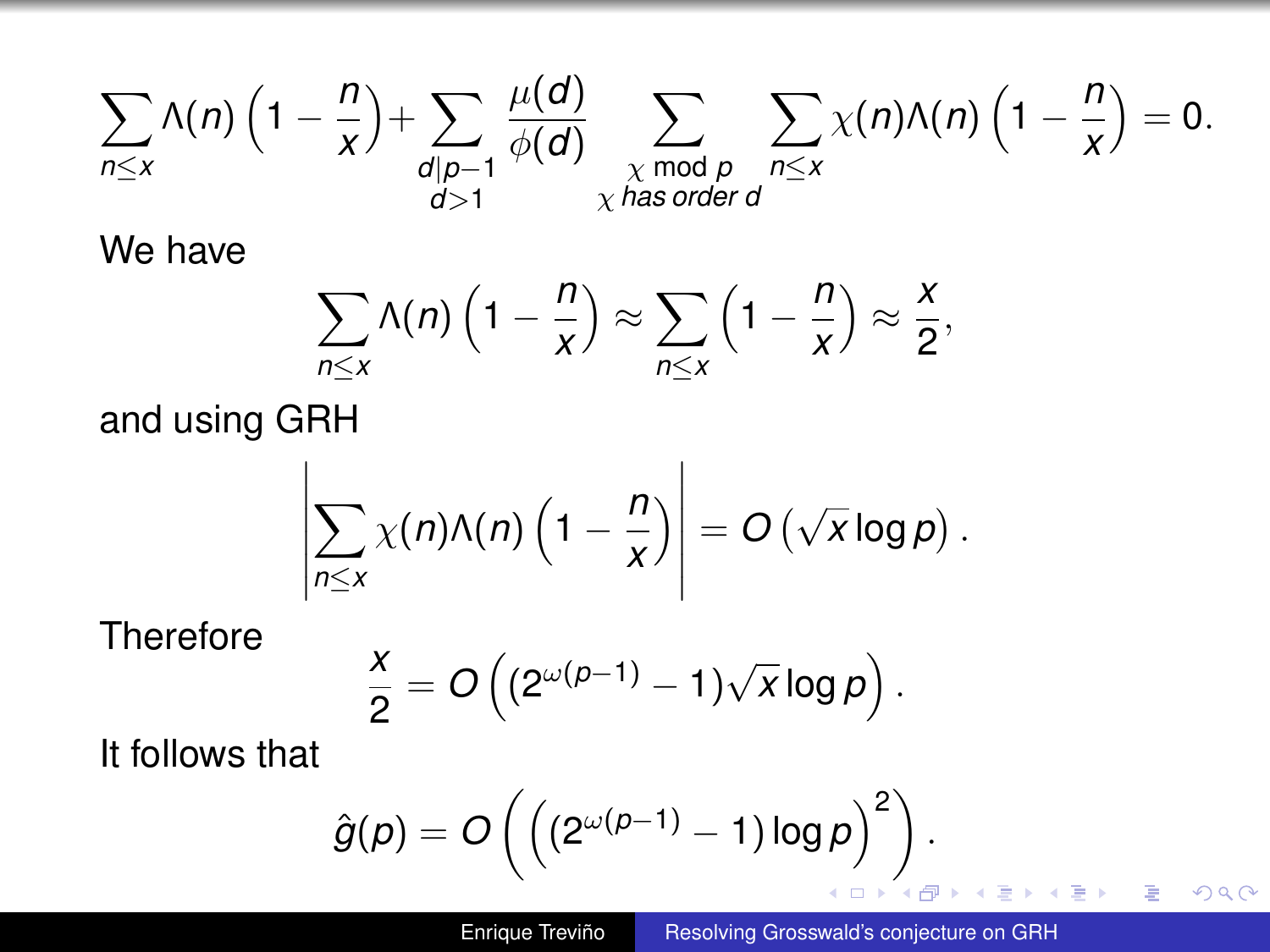$$\sum_{n \leq x} \Lambda(n) \left(1 - \frac{n}{x}\right) + \sum_{\substack{d | p-1 \\ d > 1}} \frac{\mu(d)}{\phi(d)} \sum_{\substack{\chi \bmod p \\ \chi \text{ has order } d}} \sum_{n \leq x} \chi(n) \Lambda(n) \left(1 - \frac{n}{x}\right) = 0.$$

We have

$$\sum_{n \leq x} \Lambda(n) \left(1 - \frac{n}{x}\right) \approx \sum_{n \leq x} \left(1 - \frac{n}{x}\right) \approx \frac{x}{2},$$

and using GRH

$$\left| \sum_{n \leq x} \chi(n) \Lambda(n) \left(1 - \frac{n}{x}\right) \right| = O\left(\sqrt{x} \log p\right).$$

Therefore

$$\frac{x}{2} = O\left( (2^{\omega(p-1)} - 1) \sqrt{x} \log p \right).$$

It follows that

$$\hat{g}(p) = O\left( \left( (2^{\omega(p-1)} - 1) \log p \right)^2 \right).$$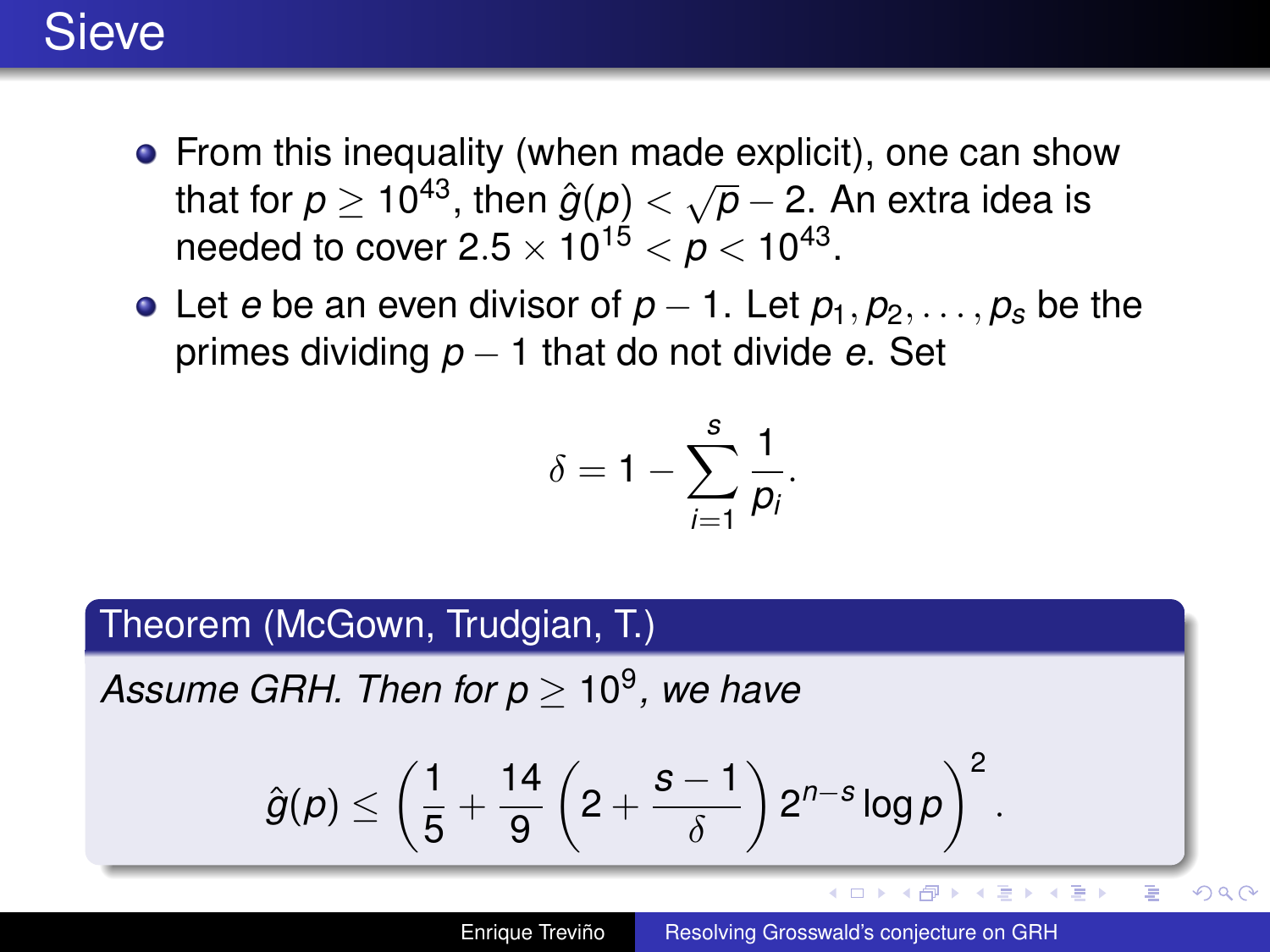# Sieve

- From this inequality (when made explicit), one can show that for $p \geq 10^{43}$, then $\hat{g}(p) < \sqrt{p} - 2$. An extra idea is needed to cover $2.5 \times 10^{15} < p < 10^{43}$.
- Let $e$ be an even divisor of $p - 1$. Let $p_1, p_2, \ldots, p_s$ be the primes dividing $p - 1$ that do not divide $e$. Set

$$\delta = 1 - \sum_{i=1}^{s} \frac{1}{p_i}.$$

**Theorem (McGown, Trudgian, T.)**

*Assume GRH. Then for $p \geq 10^9$, we have*

$$\hat{g}(p) \leq \left( \frac{1}{5} + \frac{14}{9} \left( 2 + \frac{s-1}{\delta} \right) 2^{n-s} \log p \right)^2.$$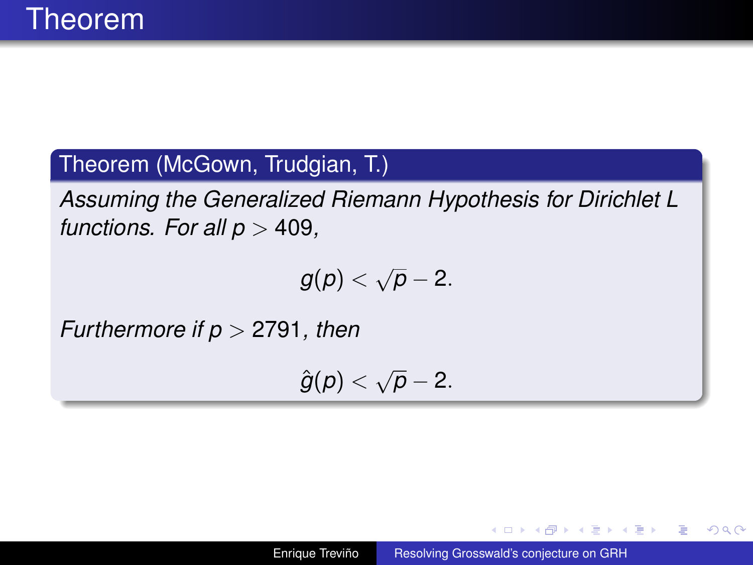# Theorem

**Theorem (McGown, Trudgian, T.)**

*Assuming the Generalized Riemann Hypothesis for Dirichlet L functions. For all $p > 409$,*

$$g(p) < \sqrt{p} - 2.$$

*Furthermore if $p > 2791$, then*

$$\hat{g}(p) < \sqrt{p} - 2.$$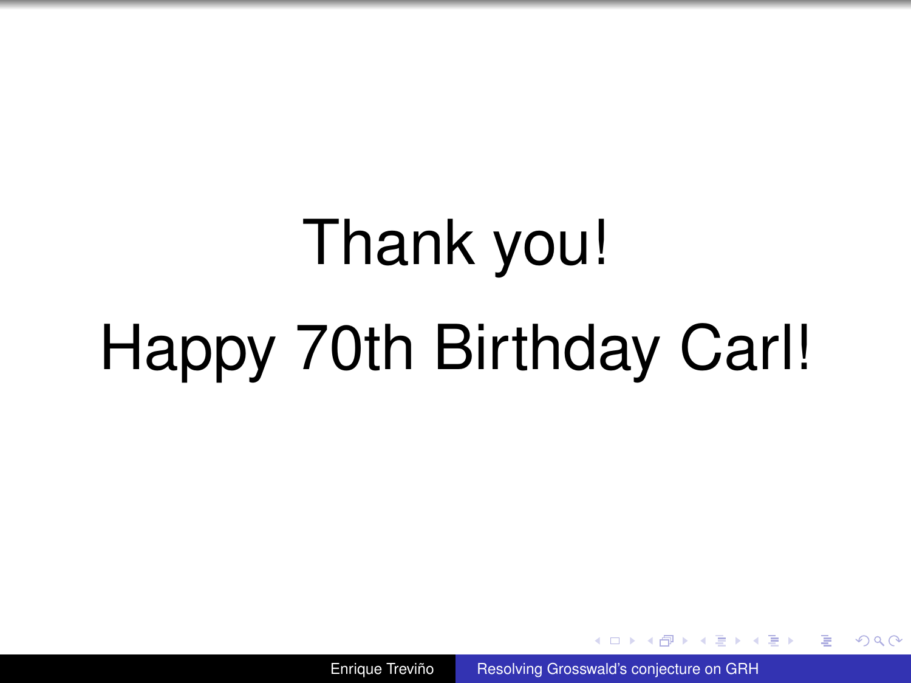Thank you!

Happy 70th Birthday Carl!